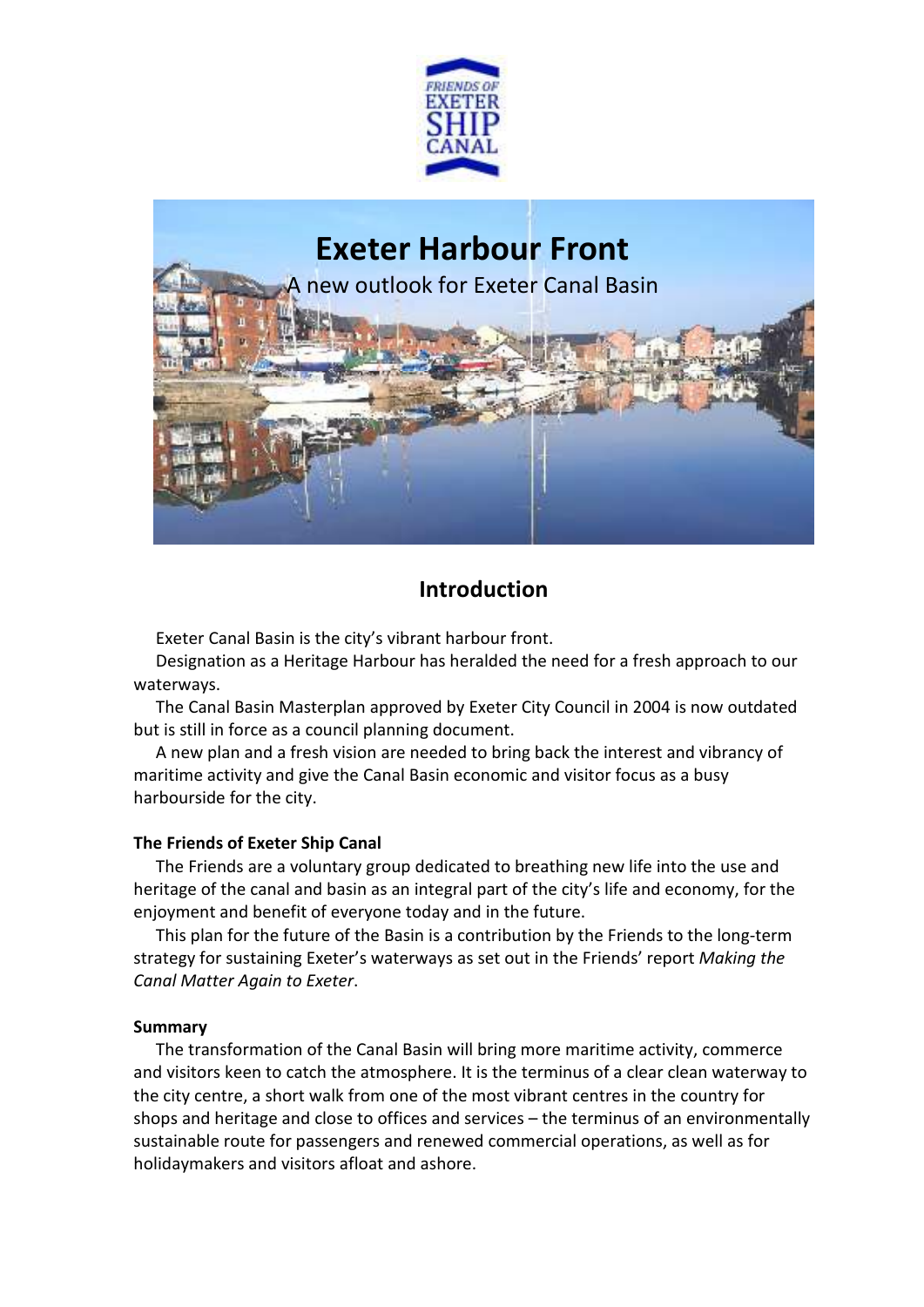FRIENDS OF EXETER SHIP CANAL

# Exeter Harbour Front

A new outlook for Exeter Canal Basin

## Introduction

Exeter Canal Basin is the city's vibrant harbour front.

Designation as a Heritage Harbour has heralded the need for a fresh approach to our waterways.

The Canal Basin Masterplan approved by Exeter City Council in 2004 is now outdated but is still in force as a council planning document.

A new plan and a fresh vision are needed to bring back the interest and vibrancy of maritime activity and give the Canal Basin economic and visitor focus as a busy harbourside for the city.

**The Friends of Exeter Ship Canal**

The Friends are a voluntary group dedicated to breathing new life into the use and heritage of the canal and basin as an integral part of the city's life and economy, for the enjoyment and benefit of everyone today and in the future.

This plan for the future of the Basin is a contribution by the Friends to the long-term strategy for sustaining Exeter's waterways as set out in the Friends' report *Making the Canal Matter Again to Exeter*.

**Summary**

The transformation of the Canal Basin will bring more maritime activity, commerce and visitors keen to catch the atmosphere. It is the terminus of a clear clean waterway to the city centre, a short walk from one of the most vibrant centres in the country for shops and heritage and close to offices and services – the terminus of an environmentally sustainable route for passengers and renewed commercial operations, as well as for holidaymakers and visitors afloat and ashore.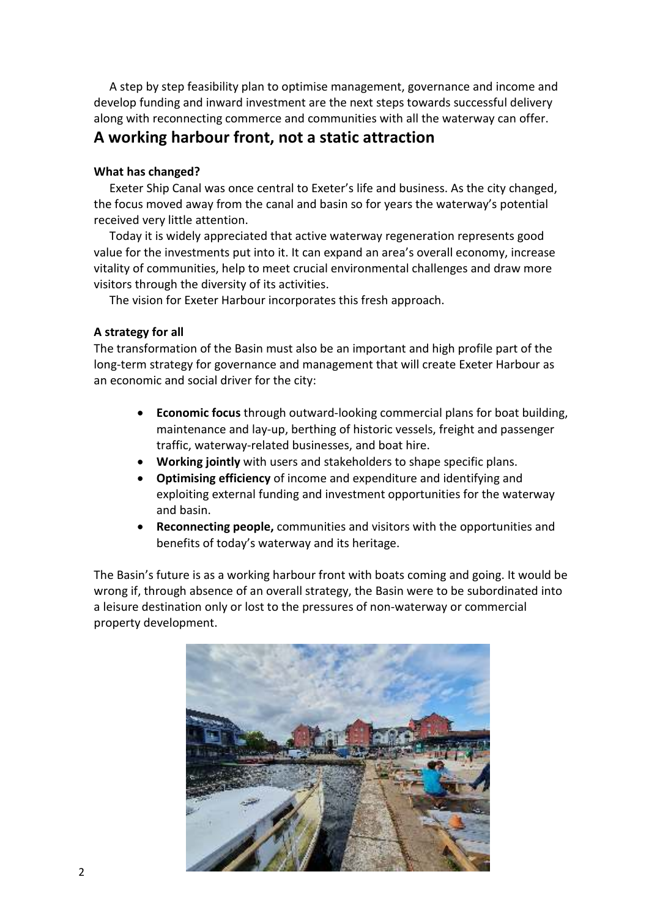A step by step feasibility plan to optimise management, governance and income and develop funding and inward investment are the next steps towards successful delivery along with reconnecting commerce and communities with all the waterway can offer.

## A working harbour front, not a static attraction

**What has changed?**

Exeter Ship Canal was once central to Exeter's life and business. As the city changed, the focus moved away from the canal and basin so for years the waterway's potential received very little attention.

Today it is widely appreciated that active waterway regeneration represents good value for the investments put into it. It can expand an area's overall economy, increase vitality of communities, help to meet crucial environmental challenges and draw more visitors through the diversity of its activities.

The vision for Exeter Harbour incorporates this fresh approach.

**A strategy for all**

The transformation of the Basin must also be an important and high profile part of the long-term strategy for governance and management that will create Exeter Harbour as an economic and social driver for the city:

- **Economic focus** through outward-looking commercial plans for boat building, maintenance and lay-up, berthing of historic vessels, freight and passenger traffic, waterway-related businesses, and boat hire.
- **Working jointly** with users and stakeholders to shape specific plans.
- **Optimising efficiency** of income and expenditure and identifying and exploiting external funding and investment opportunities for the waterway and basin.
- **Reconnecting people,** communities and visitors with the opportunities and benefits of today's waterway and its heritage.

The Basin's future is as a working harbour front with boats coming and going. It would be wrong if, through absence of an overall strategy, the Basin were to be subordinated into a leisure destination only or lost to the pressures of non-waterway or commercial property development.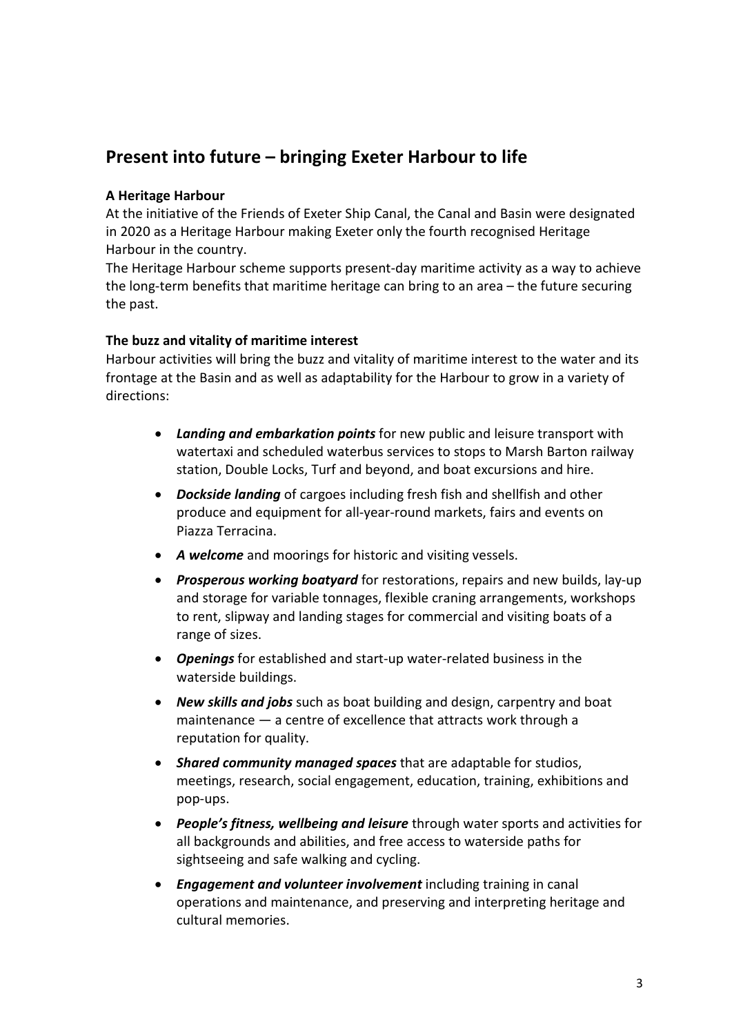## Present into future – bringing Exeter Harbour to life

**A Heritage Harbour**

At the initiative of the Friends of Exeter Ship Canal, the Canal and Basin were designated in 2020 as a Heritage Harbour making Exeter only the fourth recognised Heritage Harbour in the country.

The Heritage Harbour scheme supports present-day maritime activity as a way to achieve the long-term benefits that maritime heritage can bring to an area – the future securing the past.

**The buzz and vitality of maritime interest**

Harbour activities will bring the buzz and vitality of maritime interest to the water and its frontage at the Basin and as well as adaptability for the Harbour to grow in a variety of directions:

- ***Landing and embarkation points*** for new public and leisure transport with watertaxi and scheduled waterbus services to stops to Marsh Barton railway station, Double Locks, Turf and beyond, and boat excursions and hire.
- ***Dockside landing*** of cargoes including fresh fish and shellfish and other produce and equipment for all-year-round markets, fairs and events on Piazza Terracina.
- ***A welcome*** and moorings for historic and visiting vessels.
- ***Prosperous working boatyard*** for restorations, repairs and new builds, lay-up and storage for variable tonnages, flexible craning arrangements, workshops to rent, slipway and landing stages for commercial and visiting boats of a range of sizes.
- ***Openings*** for established and start-up water-related business in the waterside buildings.
- ***New skills and jobs*** such as boat building and design, carpentry and boat maintenance — a centre of excellence that attracts work through a reputation for quality.
- ***Shared community managed spaces*** that are adaptable for studios, meetings, research, social engagement, education, training, exhibitions and pop-ups.
- ***People's fitness, wellbeing and leisure*** through water sports and activities for all backgrounds and abilities, and free access to waterside paths for sightseeing and safe walking and cycling.
- ***Engagement and volunteer involvement*** including training in canal operations and maintenance, and preserving and interpreting heritage and cultural memories.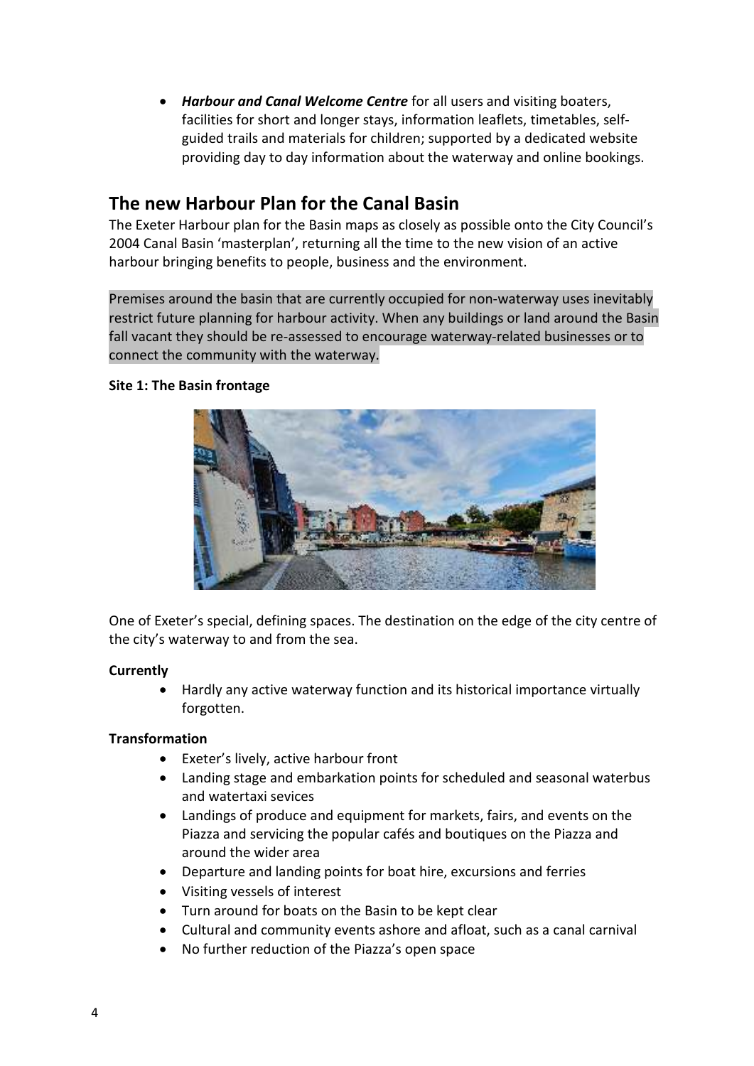- ***Harbour and Canal Welcome Centre*** for all users and visiting boaters, facilities for short and longer stays, information leaflets, timetables, self-guided trails and materials for children; supported by a dedicated website providing day to day information about the waterway and online bookings.

## The new Harbour Plan for the Canal Basin

The Exeter Harbour plan for the Basin maps as closely as possible onto the City Council's 2004 Canal Basin 'masterplan', returning all the time to the new vision of an active harbour bringing benefits to people, business and the environment.

Premises around the basin that are currently occupied for non-waterway uses inevitably restrict future planning for harbour activity. When any buildings or land around the Basin fall vacant they should be re-assessed to encourage waterway-related businesses or to connect the community with the waterway.

**Site 1: The Basin frontage**

One of Exeter's special, defining spaces. The destination on the edge of the city centre of the city's waterway to and from the sea.

**Currently**

- Hardly any active waterway function and its historical importance virtually forgotten.

**Transformation**

- Exeter's lively, active harbour front
- Landing stage and embarkation points for scheduled and seasonal waterbus and watertaxi sevices
- Landings of produce and equipment for markets, fairs, and events on the Piazza and servicing the popular cafés and boutiques on the Piazza and around the wider area
- Departure and landing points for boat hire, excursions and ferries
- Visiting vessels of interest
- Turn around for boats on the Basin to be kept clear
- Cultural and community events ashore and afloat, such as a canal carnival
- No further reduction of the Piazza's open space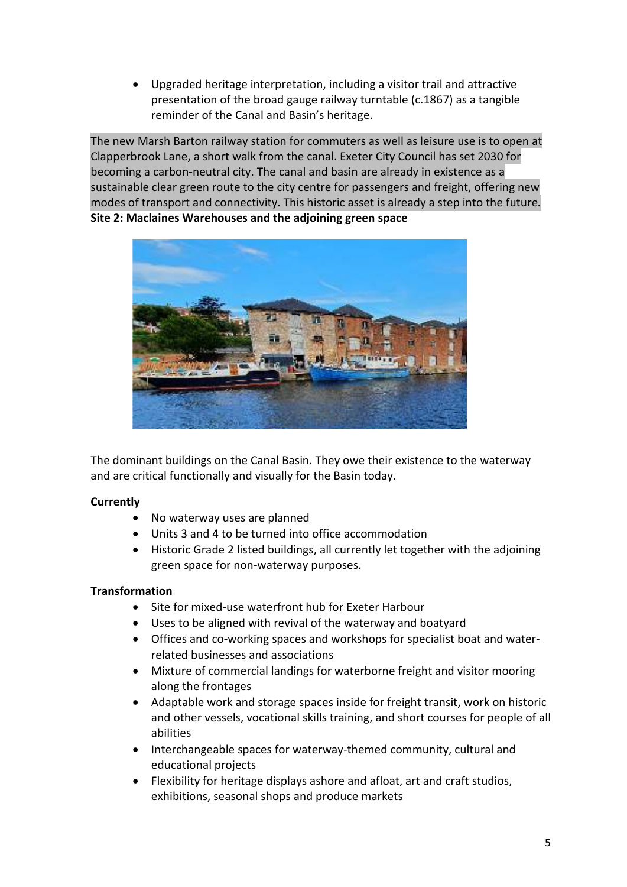- Upgraded heritage interpretation, including a visitor trail and attractive presentation of the broad gauge railway turntable (c.1867) as a tangible reminder of the Canal and Basin's heritage.

The new Marsh Barton railway station for commuters as well as leisure use is to open at Clapperbrook Lane, a short walk from the canal. Exeter City Council has set 2030 for becoming a carbon-neutral city. The canal and basin are already in existence as a sustainable clear green route to the city centre for passengers and freight, offering new modes of transport and connectivity. This historic asset is already a step into the future.

**Site 2: Maclaines Warehouses and the adjoining green space**

The dominant buildings on the Canal Basin. They owe their existence to the waterway and are critical functionally and visually for the Basin today.

**Currently**

- No waterway uses are planned
- Units 3 and 4 to be turned into office accommodation
- Historic Grade 2 listed buildings, all currently let together with the adjoining green space for non-waterway purposes.

**Transformation**

- Site for mixed-use waterfront hub for Exeter Harbour
- Uses to be aligned with revival of the waterway and boatyard
- Offices and co-working spaces and workshops for specialist boat and water-related businesses and associations
- Mixture of commercial landings for waterborne freight and visitor mooring along the frontages
- Adaptable work and storage spaces inside for freight transit, work on historic and other vessels, vocational skills training, and short courses for people of all abilities
- Interchangeable spaces for waterway-themed community, cultural and educational projects
- Flexibility for heritage displays ashore and afloat, art and craft studios, exhibitions, seasonal shops and produce markets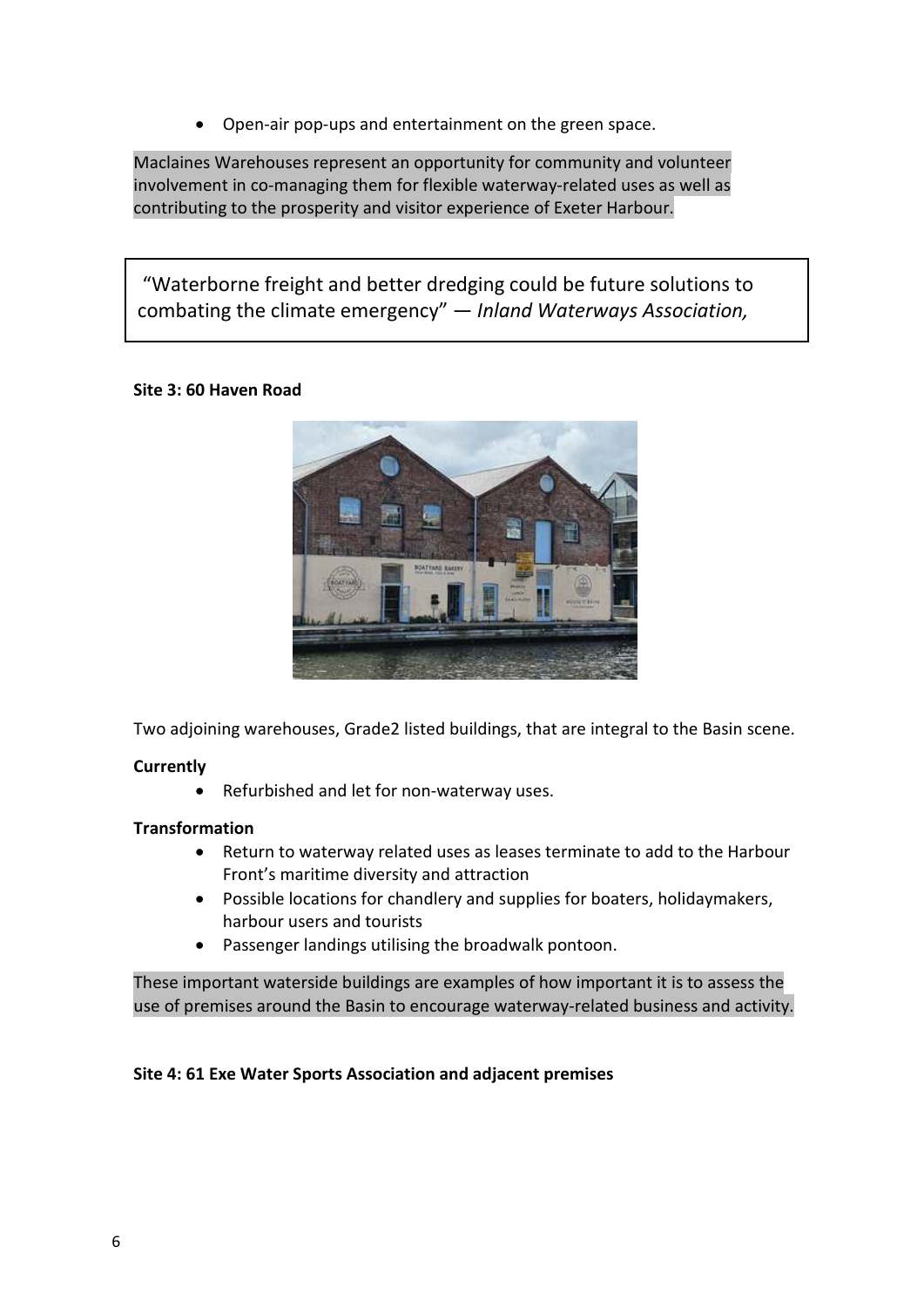- Open-air pop-ups and entertainment on the green space.

Maclaines Warehouses represent an opportunity for community and volunteer involvement in co-managing them for flexible waterway-related uses as well as contributing to the prosperity and visitor experience of Exeter Harbour.

> "Waterborne freight and better dredging could be future solutions to combating the climate emergency" — *Inland Waterways Association,*

**Site 3: 60 Haven Road**

Two adjoining warehouses, Grade2 listed buildings, that are integral to the Basin scene.

**Currently**

- Refurbished and let for non-waterway uses.

**Transformation**

- Return to waterway related uses as leases terminate to add to the Harbour Front's maritime diversity and attraction
- Possible locations for chandlery and supplies for boaters, holidaymakers, harbour users and tourists
- Passenger landings utilising the broadwalk pontoon.

These important waterside buildings are examples of how important it is to assess the use of premises around the Basin to encourage waterway-related business and activity.

**Site 4: 61 Exe Water Sports Association and adjacent premises**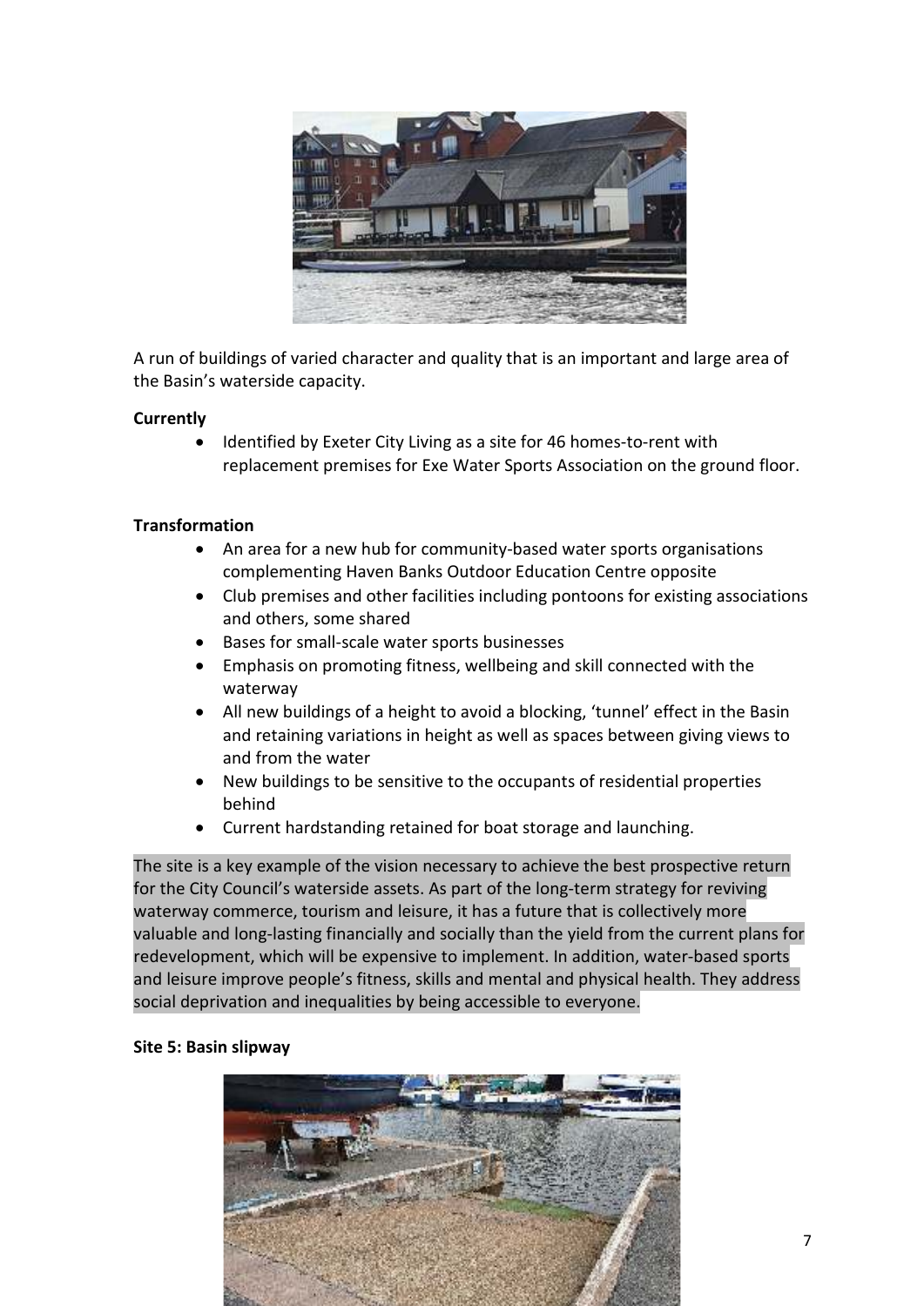A run of buildings of varied character and quality that is an important and large area of the Basin's waterside capacity.

**Currently**

- Identified by Exeter City Living as a site for 46 homes-to-rent with replacement premises for Exe Water Sports Association on the ground floor.

**Transformation**

- An area for a new hub for community-based water sports organisations complementing Haven Banks Outdoor Education Centre opposite
- Club premises and other facilities including pontoons for existing associations and others, some shared
- Bases for small-scale water sports businesses
- Emphasis on promoting fitness, wellbeing and skill connected with the waterway
- All new buildings of a height to avoid a blocking, 'tunnel' effect in the Basin and retaining variations in height as well as spaces between giving views to and from the water
- New buildings to be sensitive to the occupants of residential properties behind
- Current hardstanding retained for boat storage and launching.

The site is a key example of the vision necessary to achieve the best prospective return for the City Council's waterside assets. As part of the long-term strategy for reviving waterway commerce, tourism and leisure, it has a future that is collectively more valuable and long-lasting financially and socially than the yield from the current plans for redevelopment, which will be expensive to implement. In addition, water-based sports and leisure improve people's fitness, skills and mental and physical health. They address social deprivation and inequalities by being accessible to everyone.

**Site 5: Basin slipway**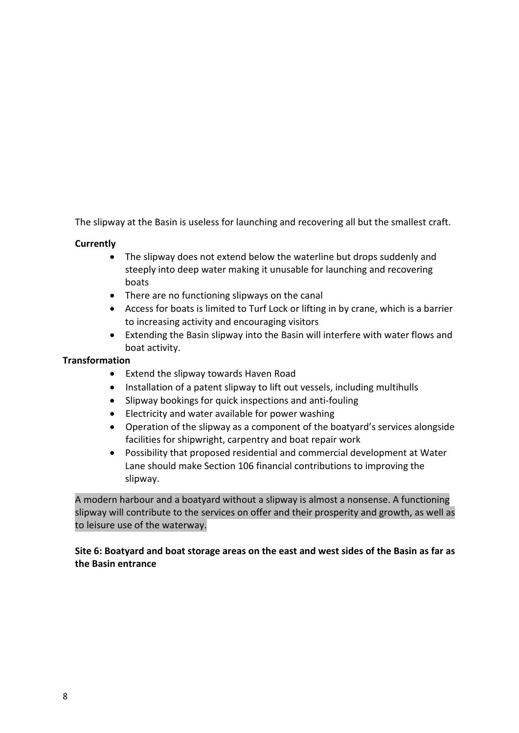The slipway at the Basin is useless for launching and recovering all but the smallest craft.

**Currently**

- The slipway does not extend below the waterline but drops suddenly and steeply into deep water making it unusable for launching and recovering boats
- There are no functioning slipways on the canal
- Access for boats is limited to Turf Lock or lifting in by crane, which is a barrier to increasing activity and encouraging visitors
- Extending the Basin slipway into the Basin will interfere with water flows and boat activity.

**Transformation**

- Extend the slipway towards Haven Road
- Installation of a patent slipway to lift out vessels, including multihulls
- Slipway bookings for quick inspections and anti-fouling
- Electricity and water available for power washing
- Operation of the slipway as a component of the boatyard's services alongside facilities for shipwright, carpentry and boat repair work
- Possibility that proposed residential and commercial development at Water Lane should make Section 106 financial contributions to improving the slipway.

A modern harbour and a boatyard without a slipway is almost a nonsense. A functioning slipway will contribute to the services on offer and their prosperity and growth, as well as to leisure use of the waterway.

**Site 6: Boatyard and boat storage areas on the east and west sides of the Basin as far as the Basin entrance**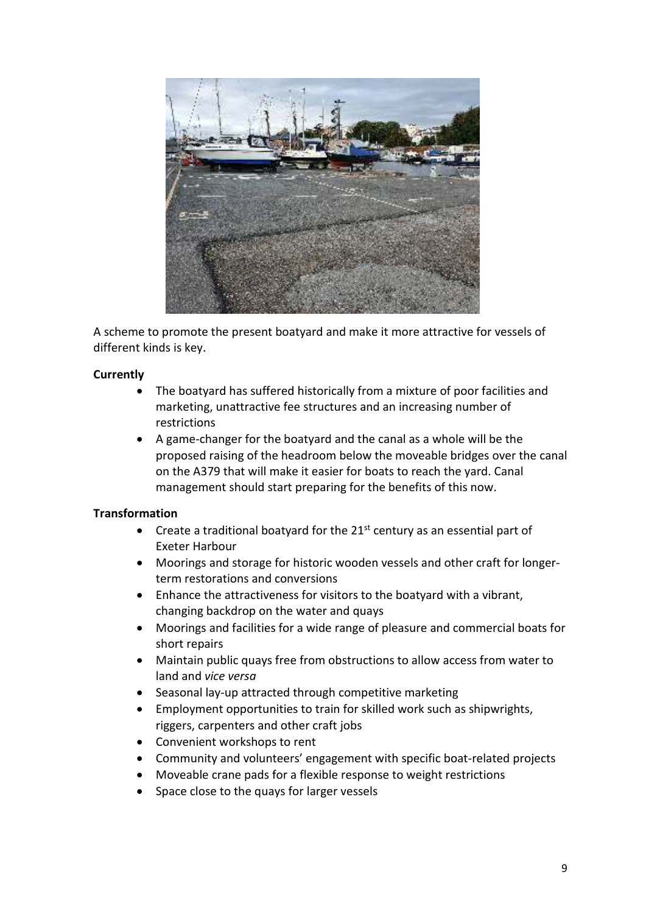A scheme to promote the present boatyard and make it more attractive for vessels of different kinds is key.

**Currently**

- The boatyard has suffered historically from a mixture of poor facilities and marketing, unattractive fee structures and an increasing number of restrictions
- A game-changer for the boatyard and the canal as a whole will be the proposed raising of the headroom below the moveable bridges over the canal on the A379 that will make it easier for boats to reach the yard. Canal management should start preparing for the benefits of this now.

**Transformation**

- Create a traditional boatyard for the 21st century as an essential part of Exeter Harbour
- Moorings and storage for historic wooden vessels and other craft for longer-term restorations and conversions
- Enhance the attractiveness for visitors to the boatyard with a vibrant, changing backdrop on the water and quays
- Moorings and facilities for a wide range of pleasure and commercial boats for short repairs
- Maintain public quays free from obstructions to allow access from water to land and *vice versa*
- Seasonal lay-up attracted through competitive marketing
- Employment opportunities to train for skilled work such as shipwrights, riggers, carpenters and other craft jobs
- Convenient workshops to rent
- Community and volunteers' engagement with specific boat-related projects
- Moveable crane pads for a flexible response to weight restrictions
- Space close to the quays for larger vessels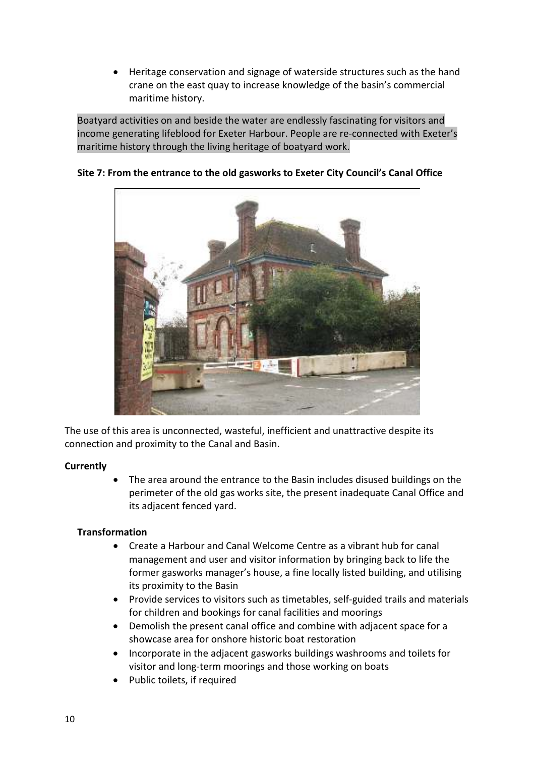- Heritage conservation and signage of waterside structures such as the hand crane on the east quay to increase knowledge of the basin's commercial maritime history.

Boatyard activities on and beside the water are endlessly fascinating for visitors and income generating lifeblood for Exeter Harbour. People are re-connected with Exeter's maritime history through the living heritage of boatyard work.

**Site 7: From the entrance to the old gasworks to Exeter City Council's Canal Office**

The use of this area is unconnected, wasteful, inefficient and unattractive despite its connection and proximity to the Canal and Basin.

**Currently**

- The area around the entrance to the Basin includes disused buildings on the perimeter of the old gas works site, the present inadequate Canal Office and its adjacent fenced yard.

**Transformation**

- Create a Harbour and Canal Welcome Centre as a vibrant hub for canal management and user and visitor information by bringing back to life the former gasworks manager's house, a fine locally listed building, and utilising its proximity to the Basin
- Provide services to visitors such as timetables, self-guided trails and materials for children and bookings for canal facilities and moorings
- Demolish the present canal office and combine with adjacent space for a showcase area for onshore historic boat restoration
- Incorporate in the adjacent gasworks buildings washrooms and toilets for visitor and long-term moorings and those working on boats
- Public toilets, if required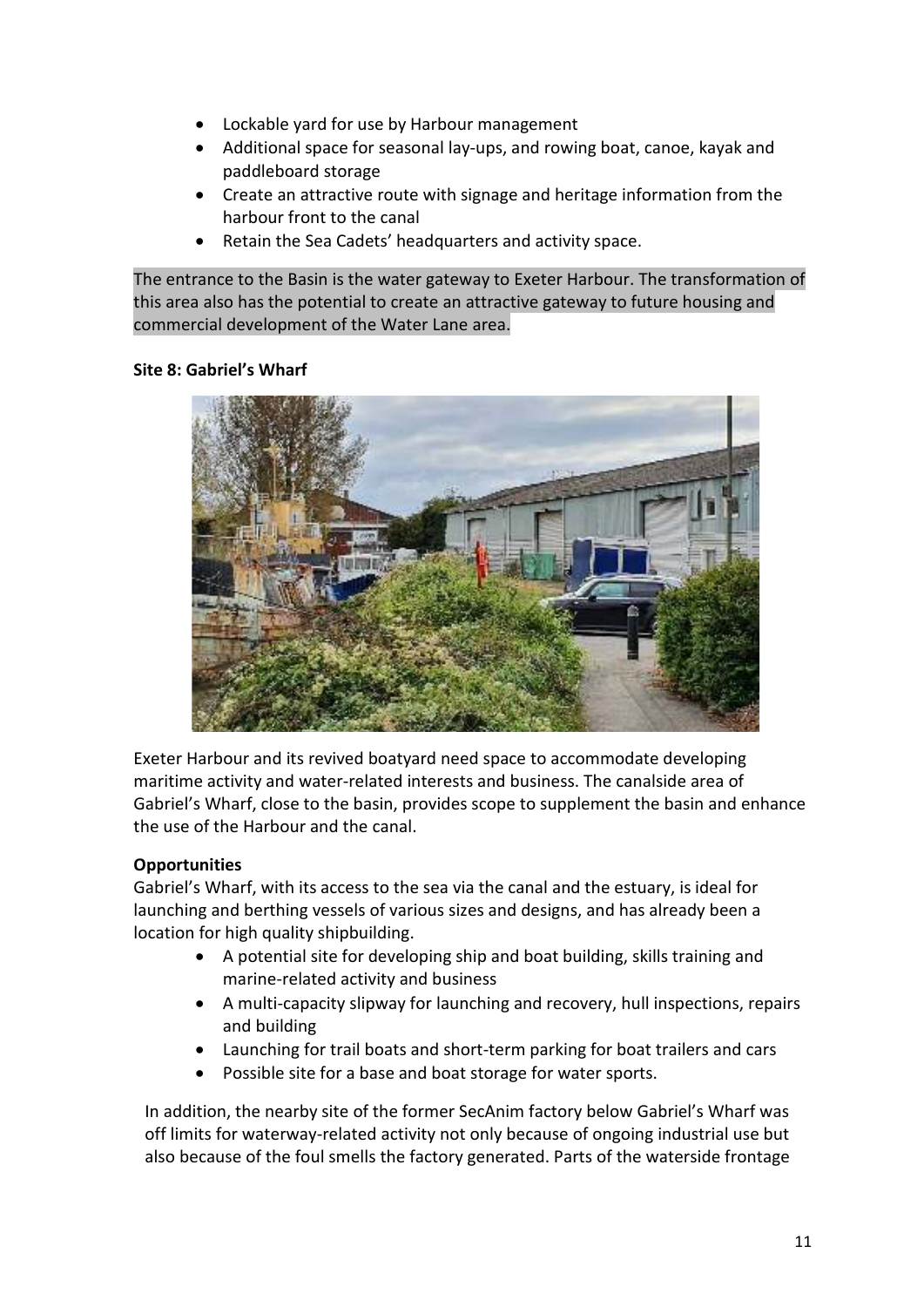- Lockable yard for use by Harbour management
- Additional space for seasonal lay-ups, and rowing boat, canoe, kayak and paddleboard storage
- Create an attractive route with signage and heritage information from the harbour front to the canal
- Retain the Sea Cadets' headquarters and activity space.

The entrance to the Basin is the water gateway to Exeter Harbour. The transformation of this area also has the potential to create an attractive gateway to future housing and commercial development of the Water Lane area.

**Site 8: Gabriel's Wharf**

Exeter Harbour and its revived boatyard need space to accommodate developing maritime activity and water-related interests and business. The canalside area of Gabriel's Wharf, close to the basin, provides scope to supplement the basin and enhance the use of the Harbour and the canal.

**Opportunities**

Gabriel's Wharf, with its access to the sea via the canal and the estuary, is ideal for launching and berthing vessels of various sizes and designs, and has already been a location for high quality shipbuilding.

- A potential site for developing ship and boat building, skills training and marine-related activity and business
- A multi-capacity slipway for launching and recovery, hull inspections, repairs and building
- Launching for trail boats and short-term parking for boat trailers and cars
- Possible site for a base and boat storage for water sports.

In addition, the nearby site of the former SecAnim factory below Gabriel's Wharf was off limits for waterway-related activity not only because of ongoing industrial use but also because of the foul smells the factory generated. Parts of the waterside frontage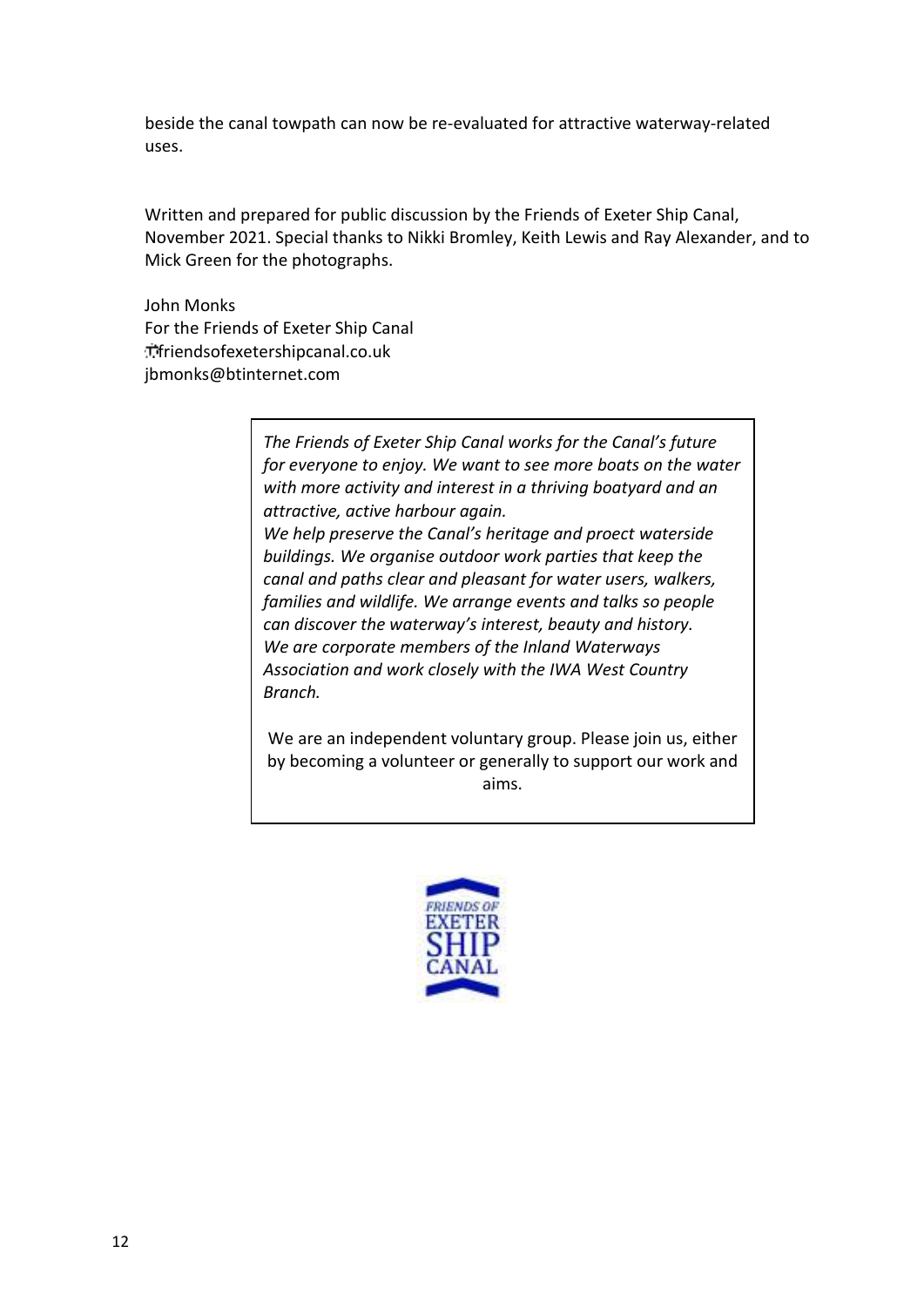beside the canal towpath can now be re-evaluated for attractive waterway-related uses.

Written and prepared for public discussion by the Friends of Exeter Ship Canal, November 2021. Special thanks to Nikki Bromley, Keith Lewis and Ray Alexander, and to Mick Green for the photographs.

John Monks
For the Friends of Exeter Ship Canal
friendsofexetershipcanal.co.uk
jbmonks@btinternet.com

*The Friends of Exeter Ship Canal works for the Canal's future for everyone to enjoy. We want to see more boats on the water with more activity and interest in a thriving boatyard and an attractive, active harbour again.*
*We help preserve the Canal's heritage and proect waterside buildings. We organise outdoor work parties that keep the canal and paths clear and pleasant for water users, walkers, families and wildlife. We arrange events and talks so people can discover the waterway's interest, beauty and history.*
*We are corporate members of the Inland Waterways Association and work closely with the IWA West Country Branch.*

We are an independent voluntary group. Please join us, either by becoming a volunteer or generally to support our work and aims.

FRIENDS OF EXETER SHIP CANAL